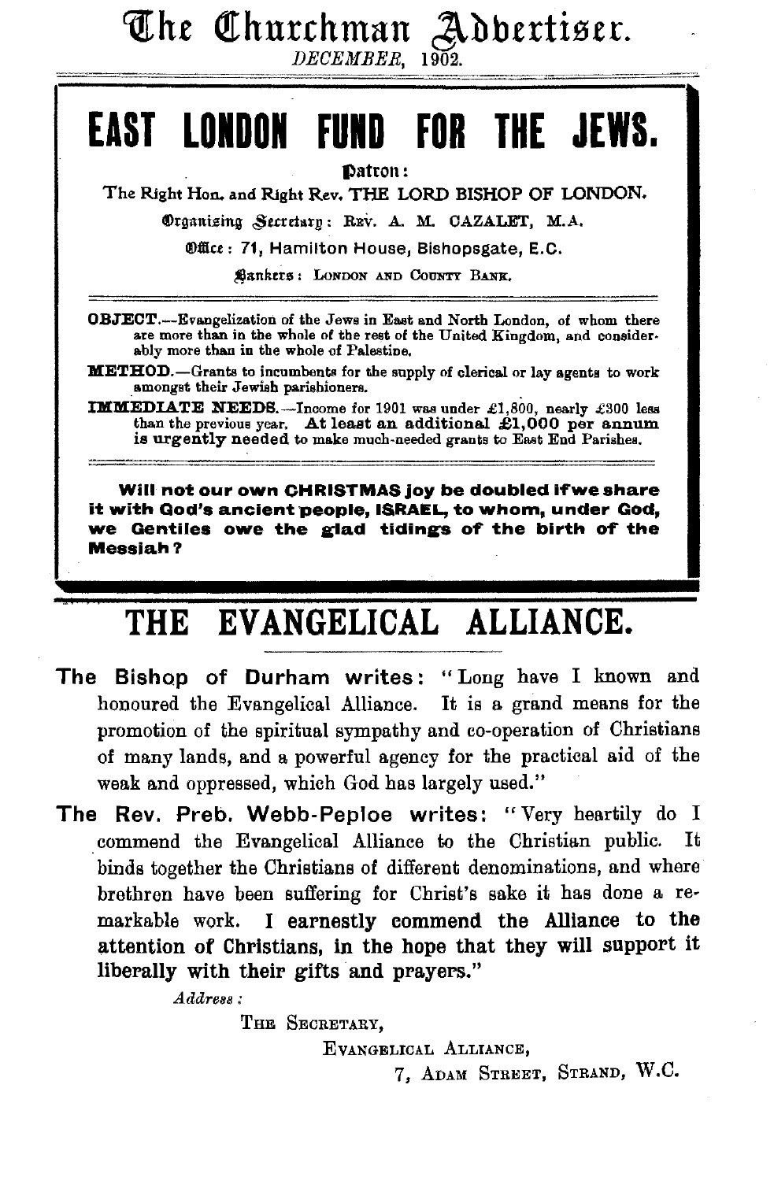# The Churchman Advertiser.

*DECEMBER, 1902.*

# EAST LONDON FUND FOR THE JEWS.

**Patron:**

The Right Hon. and Right Rev. THE LORD BISHOP OF LONDON.

Organizing Secretary: REV. A. M. CAZALET, M.A.

Office: 71, Hamilton House, Bishopsgate, E.C.

Bankers: LONDON AND COUNTY BANK.

**OBJECT.**—Evangelization of the Jews in East and North London, of whom there are more than in the whole of the rest of the United Kingdom, and considerably more than in the whole of Palestine.

**METHOD.**—Grants to incumbents for the supply of clerical or lay agents to work amongst their Jewish parishioners.

**IMMEDIATE NEEDS.**—Income for 1901 was under £1,800, nearly £300 less than the previous year. **At least an additional £1,000 per annum is urgently needed** to make much-needed grants to East End Parishes.

**Will not our own CHRISTMAS joy be doubled if we share it with God's ancient people, ISRAEL, to whom, under God, we Gentiles owe the glad tidings of the birth of the Messiah?**

# THE EVANGELICAL ALLIANCE.

**The Bishop of Durham writes:** "Long have I known and honoured the Evangelical Alliance. It is a grand means for the promotion of the spiritual sympathy and co-operation of Christians of many lands, and a powerful agency for the practical aid of the weak and oppressed, which God has largely used."

**The Rev. Preb. Webb-Peploe writes:** "Very heartily do I commend the Evangelical Alliance to the Christian public. It binds together the Christians of different denominations, and where brethren have been suffering for Christ's sake it has done a remarkable work. **I earnestly commend the Alliance to the attention of Christians, in the hope that they will support it liberally with their gifts and prayers."**

*Address:*

THE SECRETARY,

EVANGELICAL ALLIANCE,

7, ADAM STREET, STRAND, W.C.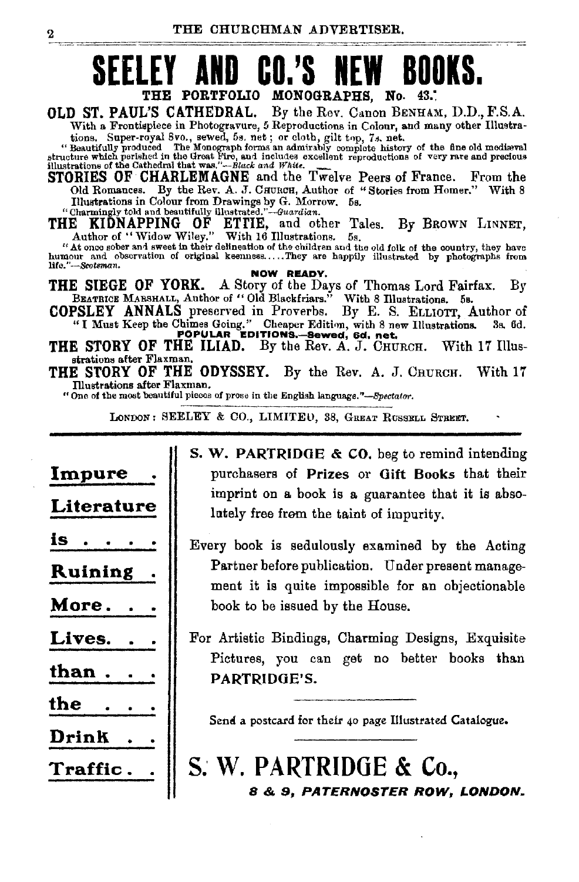# SEELEY AND CO.'S NEW BOOKS.

## THE PORTFOLIO MONOGRAPHS, No. 43.

**OLD ST. PAUL'S CATHEDRAL.** By the Rev. Canon BENHAM, D.D., F.S.A. With a Frontispiece in Photogravure, 5 Reproductions in Colour, and many other Illustrations. Super-royal 8vo., sewed, 5s. net; or cloth, gilt top, 7s. net.

"Beautifully produced. The Monograph forms an admirably complete history of the fine old mediæval structure which perished in the Great Fire, and includes excellent reproductions of very rare and precious illustrations of the Cathedral that was."—*Black and White.*

**STORIES OF CHARLEMAGNE** and the Twelve Peers of France. From the Old Romances. By the Rev. A. J. CHURCH, Author of "Stories from Homer." With 8 Illustrations in Colour from Drawings by G. Morrow. 5s.

"Charmingly told and beautifully illustrated."—*Guardian.*

**THE KIDNAPPING OF ETTIE,** and other Tales. By BROWN LINNET, Author of "Widow Wiley." With 16 Illustrations. 5s.

"At once sober and sweet in their delineation of the children and the old folk of the country, they have humour and observation of original keenness.....They are happily illustrated by photographs from life."—*Scotsman.*

**NOW READY.**

**THE SIEGE OF YORK.** A Story of the Days of Thomas Lord Fairfax. By BEATRICE MARSHALL, Author of "Old Blackfriars." With 8 Illustrations. 5s.

**COPSLEY ANNALS** preserved in Proverbs. By E. S. ELLIOTT, Author of "I Must Keep the Chimes Going." Cheaper Edition, with 8 new Illustrations. 3s. 6d.

**POPULAR EDITIONS.—Sewed, 6d. net.**

**THE STORY OF THE ILIAD.** By the Rev. A. J. CHURCH. With 17 Illustrations after Flaxman.

**THE STORY OF THE ODYSSEY.** By the Rev. A. J. CHURCH. With 17 Illustrations after Flaxman.

"One of the most beautiful pieces of prose in the English language."—*Spectator.*

LONDON: SEELEY & CO., LIMITED, 38, GREAT RUSSELL STREET.

---

**Impure Literature is Ruining More Lives than the Drink Traffic.**

**S. W. PARTRIDGE & CO.** beg to remind intending purchasers of **Prizes** or **Gift Books** that their imprint on a book is a guarantee that it is absolutely free from the taint of impurity.

Every book is sedulously examined by the Acting Partner before publication. Under present management it is quite impossible for an objectionable book to be issued by the House.

For Artistic Bindings, Charming Designs, Exquisite Pictures, you can get no better books than PARTRIDGE'S.

Send a postcard for their 40 page Illustrated Catalogue.

## S. W. PARTRIDGE & Co.,

***8 & 9, PATERNOSTER ROW, LONDON.***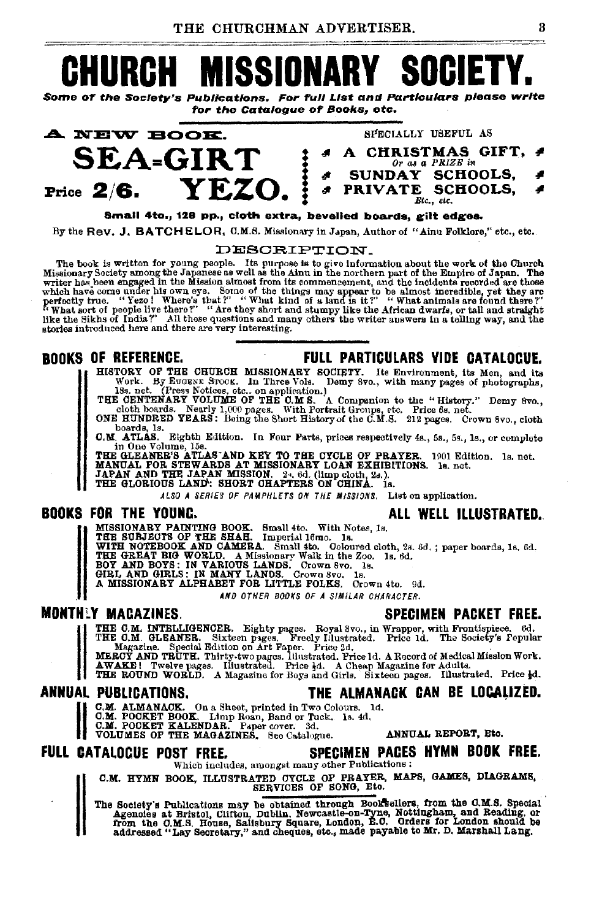# CHURCH MISSIONARY SOCIETY.

*Some of the Society's Publications. For full List and Particulars please write for the Catalogue of Books, etc.*

**A NEW BOOK.**

## SEA-GIRT YEZO.

Price **2/6.**

SPECIALLY USEFUL AS

- A CHRISTMAS GIFT, *Or as a PRIZE in*
- SUNDAY SCHOOLS,
- PRIVATE SCHOOLS, *Etc., etc.*

**Small 4to., 128 pp., cloth extra, bevelled boards, gilt edges.**

By the Rev. J. BATCHELOR, C.M.S. Missionary in Japan, Author of "Ainu Folklore," etc., etc.

### DESCRIPTION.

The book is written for young people. Its purpose is to give information about the work of the Church Missionary Society among the Japanese as well as the Ainu in the northern part of the Empire of Japan. The writer has been engaged in the Mission almost from its commencement, and the incidents recorded are those which have come under his own eye. Some of the things may appear to be almost incredible, yet they are perfectly true. "Yezo! Where's that?" "What kind of a land is it?" "What animals are found there?" "What sort of people live there?" "Are they short and stumpy like the African dwarfs, or tall and straight like the Sikhs of India?" All those questions and many others the writer answers in a telling way, and the stories introduced here and there are very interesting.

## BOOKS OF REFERENCE. FULL PARTICULARS VIDE CATALOGUE.

HISTORY OF THE CHURCH MISSIONARY SOCIETY. Its Environment, its Men, and its Work. By EUGENE STOCK. In Three Vols. Demy 8vo., with many pages of photographs, 18s. net. (Press Notices, etc., on application.)
THE CENTENARY VOLUME OF THE C.M.S. A Companion to the "History." Demy 8vo., cloth boards. Nearly 1,000 pages. With Portrait Groups, etc. Price 6s. net.
ONE HUNDRED YEARS: Being the Short History of the C.M.S. 212 pages. Crown 8vo., cloth boards, 1s.
C.M. ATLAS. Eighth Edition. In Four Parts, prices respectively 4s., 5s., 5s., 1s., or complete in One Volume, 15s.
THE GLEANER'S ATLAS AND KEY TO THE CYCLE OF PRAYER. 1901 Edition. 1s. net.
MANUAL FOR STEWARDS AT MISSIONARY LOAN EXHIBITIONS. 1s. net.
JAPAN AND THE JAPAN MISSION. 2s. 6d. (limp cloth, 2s.).
THE GLORIOUS LAND: SHORT CHAPTERS ON CHINA. 1s.

*ALSO A SERIES OF PAMPHLETS ON THE MISSIONS. List on application.*

## BOOKS FOR THE YOUNG. ALL WELL ILLUSTRATED.

MISSIONARY PAINTING BOOK. Small 4to. With Notes, 1s.
THE SUBJECTS OF THE SHAH. Imperial 16mo. 1s.
WITH NOTEBOOK AND CAMERA. Small 4to. Coloured cloth, 2s. 6d.; paper boards, 1s. 6d.
THE GREAT BIG WORLD. A Missionary Walk in the Zoo. 1s. 6d.
BOY AND BOYS: IN VARIOUS LANDS. Crown 8vo. 1s.
GIRL AND GIRLS: IN MANY LANDS. Crown 8vo. 1s.
A MISSIONARY ALPHABET FOR LITTLE FOLKS. Crown 4to. 9d.

*AND OTHER BOOKS OF A SIMILAR CHARACTER.*

## MONTHLY MAGAZINES. SPECIMEN PACKET FREE.

THE C.M. INTELLIGENCER. Eighty pages. Royal 8vo., in Wrapper, with Frontispiece. 6d.
THE C.M. GLEANER. Sixteen pages. Freely Illustrated. Price 1d. The Society's Popular Magazine. Special Edition on Art Paper. Price 2d.
MERCY AND TRUTH. Thirty-two pages. Illustrated. Price 1d. A Record of Medical Mission Work.
AWAKE! Twelve pages. Illustrated. Price ½d. A Cheap Magazine for Adults.
THE ROUND WORLD. A Magazine for Boys and Girls. Sixteen pages. Illustrated. Price ½d.

## ANNUAL PUBLICATIONS. THE ALMANACK CAN BE LOCALIZED.

C.M. ALMANACK. On a Sheet, printed in Two Colours. 1d.
C.M. POCKET BOOK. Limp Roan, Band or Tuck. 1s. 4d.
C.M. POCKET KALENDAR. Paper cover. 3d.
VOLUMES OF THE MAGAZINES. See Catalogue. ANNUAL REPORT, Etc.

## FULL CATALOGUE POST FREE. SPECIMEN PAGES HYMN BOOK FREE.

Which includes, amongst many other Publications:

C.M. HYMN BOOK, ILLUSTRATED CYCLE OF PRAYER, MAPS, GAMES, DIAGRAMS, SERVICES OF SONG, Etc.

The Society's Publications may be obtained through Booksellers, from the C.M.S. Special Agencies at Bristol, Clifton, Dublin, Newcastle-on-Tyne, Nottingham, and Reading, or from the C.M.S. House, Salisbury Square, London, E.C. Orders for London should be addressed "Lay Secretary," and cheques, etc., made payable to Mr. D. Marshall Lang.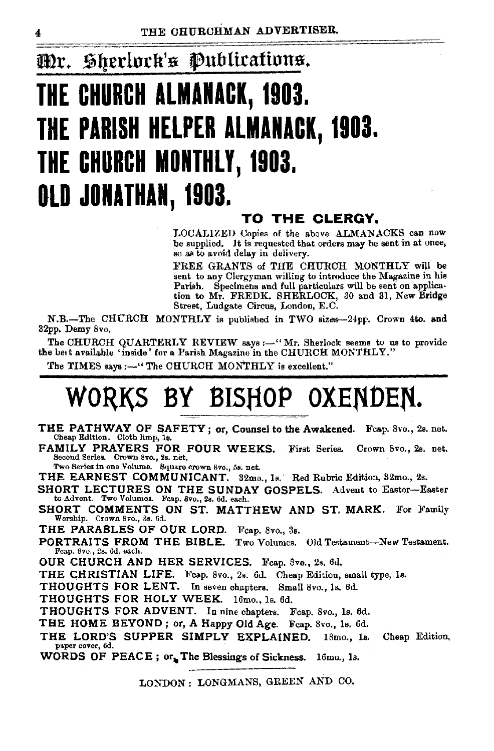# Mr. Sherlock's Publications.

# THE CHURCH ALMANACK, 1903.
# THE PARISH HELPER ALMANACK, 1903.
# THE CHURCH MONTHLY, 1903.
# OLD JONATHAN, 1903.

### TO THE CLERGY.

LOCALIZED Copies of the above ALMANACKS can now be supplied. It is requested that orders may be sent in at once, so as to avoid delay in delivery.

FREE GRANTS of THE CHURCH MONTHLY will be sent to any Clergyman willing to introduce the Magazine in his Parish. Specimens and full particulars will be sent on application to Mr. FREDK. SHERLOCK, 30 and 31, New Bridge Street, Ludgate Circus, London, E.C.

N.B.—The CHURCH MONTHLY is published in TWO sizes—24pp. Crown 4to. and 32pp. Demy 8vo.

The CHURCH QUARTERLY REVIEW says:—"Mr. Sherlock seems to us to provide the best available 'inside' for a Parish Magazine in the CHURCH MONTHLY."

The TIMES says:—"The CHURCH MONTHLY is excellent."

# WORKS BY BISHOP OXENDEN.

**THE PATHWAY OF SAFETY; or, Counsel to the Awakened.** Fcap. 8vo., 2s. net. Cheap Edition. Cloth limp, 1s.

**FAMILY PRAYERS FOR FOUR WEEKS.** First Series. Crown 8vo., 2s. net. Second Series. Crown 8vo., 2s. net. Two Series in one Volume. Square crown 8vo., 5s. net.

**THE EARNEST COMMUNICANT.** 32mo., 1s. Red Rubric Edition, 32mo., 2s.

**SHORT LECTURES ON THE SUNDAY GOSPELS.** Advent to Easter—Easter to Advent. Two Volumes. Fcap. 8vo., 2s. 6d. each.

**SHORT COMMENTS ON ST. MATTHEW AND ST. MARK.** For Family Worship. Crown 8vo., 3s. 6d.

**THE PARABLES OF OUR LORD.** Fcap. 8vo., 3s.

**PORTRAITS FROM THE BIBLE.** Two Volumes. Old Testament—New Testament. Fcap. 8vo., 2s. 6d. each.

**OUR CHURCH AND HER SERVICES.** Fcap. 8vo., 2s. 6d.

**THE CHRISTIAN LIFE.** Fcap. 8vo., 2s. 6d. Cheap Edition, small type, 1s.

**THOUGHTS FOR LENT.** In seven chapters. Small 8vo., 1s. 6d.

**THOUGHTS FOR HOLY WEEK.** 16mo., 1s. 6d.

**THOUGHTS FOR ADVENT.** In nine chapters. Fcap. 8vo., 1s. 6d.

**THE HOME BEYOND; or, A Happy Old Age.** Fcap. 8vo., 1s. 6d.

**THE LORD'S SUPPER SIMPLY EXPLAINED.** 18mo., 1s. Cheap Edition, paper cover, 6d.

**WORDS OF PEACE; or, The Blessings of Sickness.** 16mo., 1s.

LONDON: LONGMANS, GREEN AND CO.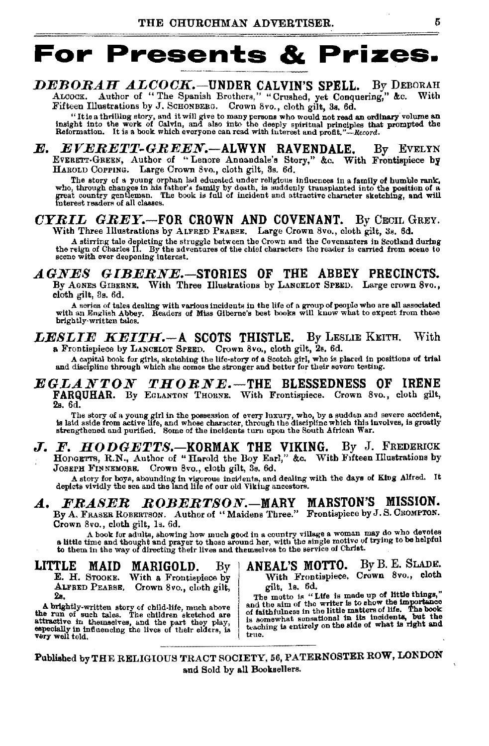# For Presents & Prizes.

***DEBORAH ALCOCK.*—UNDER CALVIN'S SPELL.** By DEBORAH ALCOCK. Author of "The Spanish Brothers," "Crushed, yet Conquering," &c. With Fifteen Illustrations by J. SCHONBERG. Crown 8vo., cloth gilt, 3s. 6d.

"It is a thrilling story, and it will give to many persons who would not read an ordinary volume an insight into the work of Calvin, and also into the deeply spiritual principles that prompted the Reformation. It is a book which everyone can read with interest and profit."—*Record.*

***E. EVERETT-GREEN.*—ALWYN RAVENDALE.** By EVELYN EVERETT-GREEN, Author of "Lenore Annandale's Story," &c. With Frontispiece by HAROLD COPPING. Large Crown 8vo., cloth gilt, 3s. 6d.

The story of a young orphan lad educated under religious influences in a family of humble rank, who, through changes in his father's family by death, is suddenly transplanted into the position of a great country gentleman. The book is full of incident and attractive character sketching, and will interest readers of all classes.

***CYRIL GREY.*—FOR CROWN AND COVENANT.** By CECIL GREY. With Three Illustrations by ALFRED PEARSE. Large Crown 8vo., cloth gilt, 3s. 6d.

A stirring tale depicting the struggle between the Crown and the Covenanters in Scotland during the reign of Charles II. By the adventures of the chief characters the reader is carried from scene to scene with ever deepening interest.

***AGNES GIBERNE.*—STORIES OF THE ABBEY PRECINCTS.** By AGNES GIBERNE. With Three Illustrations by LANCELOT SPEED. Large crown 8vo., cloth gilt, 3s. 6d.

A series of tales dealing with various incidents in the life of a group of people who are all associated with an English Abbey. Readers of Miss Giberne's best books will know what to expect from these brightly-written tales.

***LESLIE KEITH.*—A SCOTS THISTLE.** By LESLIE KEITH. With a Frontispiece by LANCELOT SPEED. Crown 8vo., cloth gilt, 2s. 6d.

A capital book for girls, sketching the life-story of a Scotch girl, who is placed in positions of trial and discipline through which she comes the stronger and better for their severe testing.

***EGLANTON THORNE.*—THE BLESSEDNESS OF IRENE FARQUHAR.** By EGLANTON THORNE. With Frontispiece. Crown 8vo., cloth gilt, 2s. 6d.

The story of a young girl in the possession of every luxury, who, by a sudden and severe accident, is laid aside from active life, and whose character, through the discipline which this involves, is greatly strengthened and purified. Some of the incidents turn upon the South African War.

***J. F. HODGETTS.*—KORMAK THE VIKING.** By J. FREDERICK HODGETTS, R.N., Author of "Harold the Boy Earl," &c. With Fifteen Illustrations by JOSEPH FINNEMORE. Crown 8vo., cloth gilt, 3s. 6d.

A story for boys, abounding in vigorous incidents, and dealing with the days of King Alfred. It depicts vividly the sea and the land life of our old Viking ancestors.

***A. FRASER ROBERTSON.*—MARY MARSTON'S MISSION.** By A. FRASER ROBERTSON. Author of "Maidens Three." Frontispiece by J. S. CROMPTON. Crown 8vo., cloth gilt, 1s. 6d.

A book for adults, showing how much good in a country village a woman may do who devotes a little time and thought and prayer to those around her, with the single motive of trying to be helpful to them in the way of directing their lives and themselves to the service of Christ.

**LITTLE MAID MARIGOLD.** By E. H. STOOKE. With a Frontispiece by ALFRED PEARSE. Crown 8vo., cloth gilt, 2s.

A brightly-written story of child-life, much above the run of such tales. The children sketched are attractive in themselves, and the part they play, especially in influencing the lives of their elders, is very well told.

**ANEAL'S MOTTO.** By B. E. SLADE. With Frontispiece. Crown 8vo., cloth gilt, 1s. 6d.

The motto is "Life is made up of little things," and the aim of the writer is to show the importance of faithfulness in the little matters of life. The book is somewhat sensational in its incidents, but the teaching is entirely on the side of what is right and true.

---

**Published by THE RELIGIOUS TRACT SOCIETY, 56, PATERNOSTER ROW, LONDON and Sold by all Booksellers.**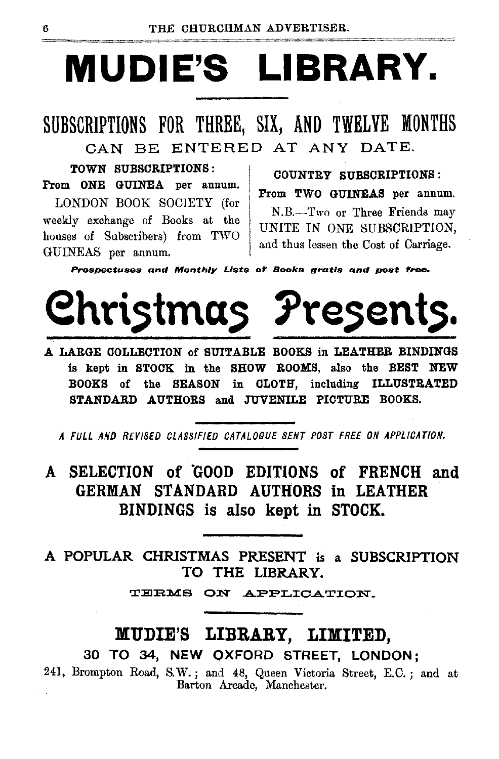# MUDIE'S LIBRARY.

## SUBSCRIPTIONS FOR THREE, SIX, AND TWELVE MONTHS

CAN BE ENTERED AT ANY DATE.

**TOWN SUBSCRIPTIONS:**
From **ONE GUINEA** per annum.

LONDON BOOK SOCIETY (for weekly exchange of Books at the houses of Subscribers) from TWO GUINEAS per annum.

**COUNTRY SUBSCRIPTIONS:**
From **TWO GUINEAS** per annum.

N.B.—Two or Three Friends may UNITE IN ONE SUBSCRIPTION, and thus lessen the Cost of Carriage.

***Prospectuses and Monthly Lists of Books gratis and post free.***

# Christmas Presents.

**A LARGE COLLECTION of SUITABLE BOOKS in LEATHER BINDINGS is kept in STOCK in the SHOW ROOMS, also the BEST NEW BOOKS of the SEASON in CLOTH, including ILLUSTRATED STANDARD AUTHORS and JUVENILE PICTURE BOOKS.**

*A FULL AND REVISED CLASSIFIED CATALOGUE SENT POST FREE ON APPLICATION.*

**A SELECTION of GOOD EDITIONS of FRENCH and GERMAN STANDARD AUTHORS in LEATHER BINDINGS is also kept in STOCK.**

A POPULAR CHRISTMAS PRESENT is a SUBSCRIPTION TO THE LIBRARY.

TERMS ON APPLICATION.

## MUDIE'S LIBRARY, LIMITED,

**30 TO 34, NEW OXFORD STREET, LONDON;**

241, Brompton Road, S.W.; and 48, Queen Victoria Street, E.C.; and at Barton Arcade, Manchester.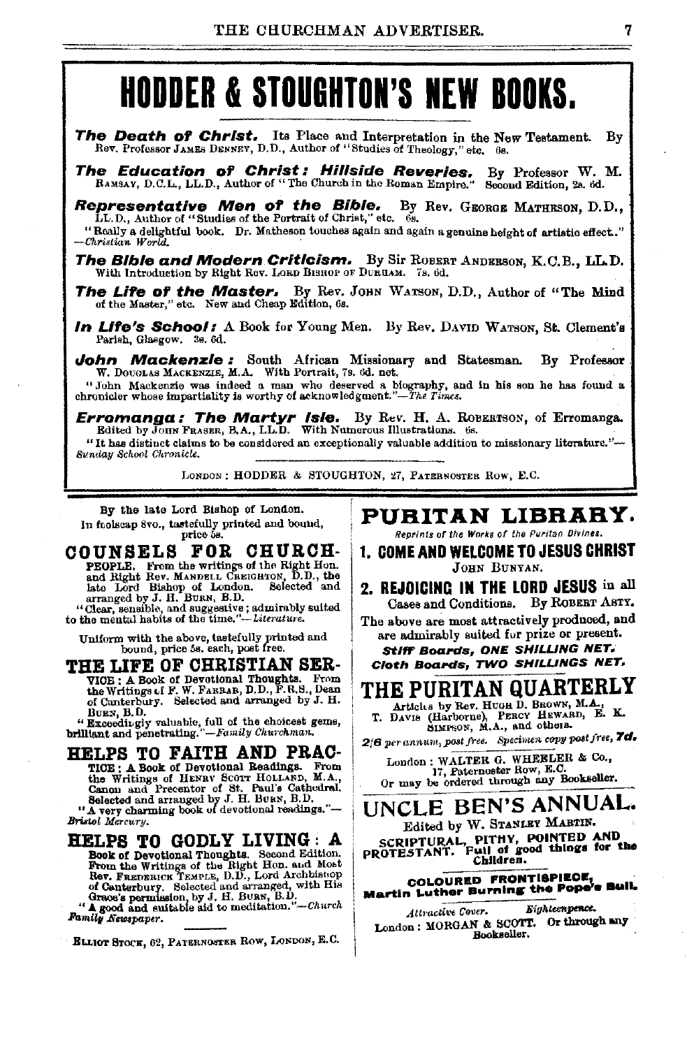# HODDER & STOUGHTON'S NEW BOOKS.

***The Death of Christ.*** Its Place and Interpretation in the New Testament. By Rev. Professor JAMES DENNEY, D.D., Author of "Studies of Theology," etc. 6s.

***The Education of Christ: Hillside Reveries.*** By Professor W. M. RAMSAY, D.C.L., LL.D., Author of "The Church in the Roman Empire." Second Edition, 2s. 6d.

***Representative Men of the Bible.*** By Rev. GEORGE MATHESON, D.D., LL.D., Author of "Studies of the Portrait of Christ," etc. 6s.

"Really a delightful book. Dr. Matheson touches again and again a genuine height of artistic effect." —*Christian World.*

***The Bible and Modern Criticism.*** By Sir ROBERT ANDERSON, K.C.B., LL.D. With Introduction by Right Rev. LORD BISHOP OF DURHAM. 7s. 6d.

***The Life of the Master.*** By Rev. JOHN WATSON, D.D., Author of "The Mind of the Master," etc. New and Cheap Edition, 6s.

***In Life's School:*** A Book for Young Men. By Rev. DAVID WATSON, St. Clement's Parish, Glasgow. 3s. 6d.

***John Mackenzie:*** South African Missionary and Statesman. By Professor W. DOUGLAS MACKENZIE, M.A. With Portrait, 7s. 6d. net.

"John Mackenzie was indeed a man who deserved a biography, and in his son he has found a chronicler whose impartiality is worthy of acknowledgment."—*The Times.*

***Erromanga: The Martyr Isle.*** By Rev. H. A. ROBERTSON, of Erromanga. Edited by JOHN FRASER, B.A., LL.D. With Numerous Illustrations. 6s.

"It has distinct claims to be considered an exceptionally valuable addition to missionary literature."—*Sunday School Chronicle.*

LONDON: HODDER & STOUGHTON, 27, PATERNOSTER ROW, E.C.

---

By the late Lord Bishop of London.
In foolscap 8vo., tastefully printed and bound, price 5s.

## COUNSELS FOR CHURCH-PEOPLE.

From the writings of the Right Hon. and Right Rev. MANDELL CREIGHTON, D.D., the late Lord Bishop of London. Selected and arranged by J. H. BURN, B.D.

"Clear, sensible, and suggestive; admirably suited to the mental habits of the time."—*Literature.*

Uniform with the above, tastefully printed and bound, price 5s. each, post free.

## THE LIFE OF CHRISTIAN SERVICE:

A Book of Devotional Thoughts. From the Writings of F. W. FARRAR, D.D., F.R.S., Dean of Canterbury. Selected and arranged by J. H. BURN, B.D.

"Exceedingly valuable, full of the choicest gems, brilliant and penetrating."—*Family Churchman.*

## HELPS TO FAITH AND PRACTICE:

A Book of Devotional Readings. From the Writings of HENRY SCOTT HOLLAND, M.A., Canon and Precentor of St. Paul's Cathedral. Selected and arranged by J. H. BURN, B.D.

"A very charming book of devotional readings."—*Bristol Mercury.*

## HELPS TO GODLY LIVING: A

Book of Devotional Thoughts. Second Edition. From the Writings of the Right Hon. and Most Rev. FREDERICK TEMPLE, D.D., Lord Archbishop of Canterbury. Selected and arranged, with His Grace's permission, by J. H. BURN, B.D.

"A good and suitable aid to meditation."—*Church Family Newspaper.*

ELLIOT STOCK, 62, PATERNOSTER ROW, LONDON, E.C.

---

## PURITAN LIBRARY.

*Reprints of the Works of the Puritan Divines.*

**1. COME AND WELCOME TO JESUS CHRIST**
JOHN BUNYAN.

**2. REJOICING IN THE LORD JESUS** in all Cases and Conditions. By ROBERT ASTY.

The above are most attractively produced, and are admirably suited for prize or present.

***Stiff Boards, ONE SHILLING NET.***
***Cloth Boards, TWO SHILLINGS NET.***

## THE PURITAN QUARTERLY

Articles by Rev. HUGH D. BROWN, M.A., T. DAVIS (Harborne), PERCY HEWARD, E. K. SIMPSON, M.A., and others.

*2/6 per annum, post free. Specimen copy post free,* ***7d.***

London: WALTER G. WHEELER & Co., 17, Paternoster Row, E.C.
Or may be ordered through any Bookseller.

## UNCLE BEN'S ANNUAL.

Edited by W. STANLEY MARTIN.

SCRIPTURAL, PITHY, POINTED AND PROTESTANT. Full of good things for the Children.

**COLOURED FRONTISPIECE, Martin Luther Burning the Pope's Bull.**

*Attractive Cover. Eighteenpence.*

London: MORGAN & SCOTT. Or through any Bookseller.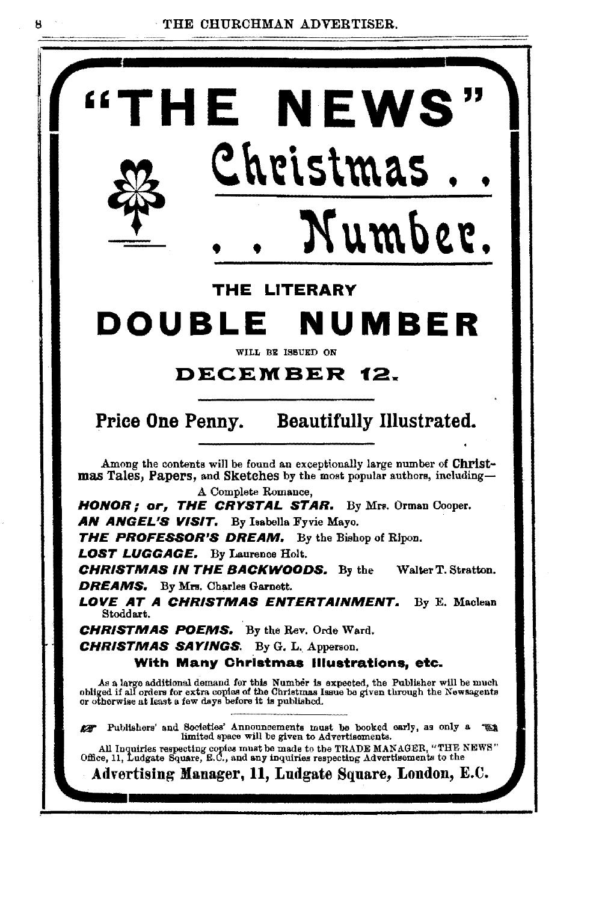# "THE NEWS"

# Christmas . .

# . . Number.

### THE LITERARY

# DOUBLE NUMBER

WILL BE ISSUED ON

## DECEMBER 12.

**Price One Penny. Beautifully Illustrated.**

Among the contents will be found an exceptionally large number of **Christmas Tales, Papers,** and **Sketches** by the most popular authors, including—

A Complete Romance,

***HONOR; or, THE CRYSTAL STAR.*** By Mrs. Orman Cooper.

***AN ANGEL'S VISIT.*** By Isabella Fyvie Mayo.

***THE PROFESSOR'S DREAM.*** By the Bishop of Ripon.

***LOST LUGGAGE.*** By Laurence Holt.

***CHRISTMAS IN THE BACKWOODS.*** By the Walter T. Stratton.

***DREAMS.*** By Mrs. Charles Garnett.

***LOVE AT A CHRISTMAS ENTERTAINMENT.*** By E. Maclean Stoddart.

***CHRISTMAS POEMS.*** By the Rev. Orde Ward.

***CHRISTMAS SAYINGS.*** By G. L. Apperson.

**With Many Christmas Illustrations, etc.**

As a large additional demand for this Number is expected, the Publisher will be much obliged if all orders for extra copies of the Christmas Issue be given through the Newsagents or otherwise at least a few days before it is published.

☞ Publishers' and Societies' Announcements must be booked early, as only a limited space will be given to Advertisements. ☜

All Inquiries respecting copies must be made to the TRADE MANAGER, "THE NEWS" Office, 11, Ludgate Square, E.C., and any inquiries respecting Advertisements to the

**Advertising Manager, 11, Ludgate Square, London, E.C.**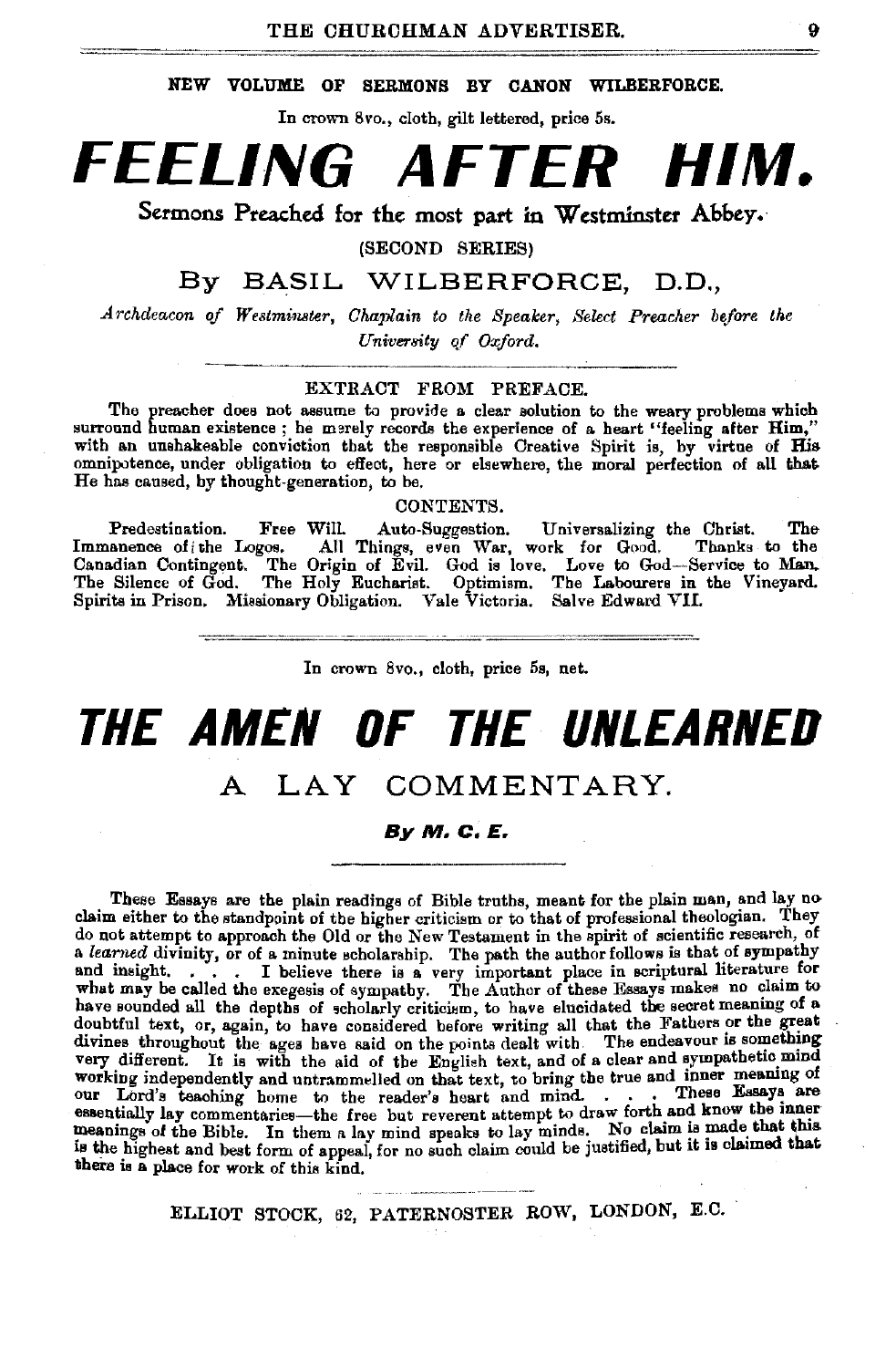**NEW VOLUME OF SERMONS BY CANON WILBERFORCE.**

In crown 8vo., cloth, gilt lettered, price 5s.

# *FEELING AFTER HIM.*

## Sermons Preached for the most part in Westminster Abbey.

(SECOND SERIES)

### By BASIL WILBERFORCE, D.D.,

*Archdeacon of Westminster, Chaplain to the Speaker, Select Preacher before the University of Oxford.*

EXTRACT FROM PREFACE.

The preacher does not assume to provide a clear solution to the weary problems which surround human existence; he merely records the experience of a heart "feeling after Him," with an unshakeable conviction that the responsible Creative Spirit is, by virtue of His omnipotence, under obligation to effect, here or elsewhere, the moral perfection of all that He has caused, by thought-generation, to be.

CONTENTS.

Predestination. Free Will. Auto-Suggestion. Universalizing the Christ. The Immanence of the Logos. All Things, even War, work for Good. Thanks to the Canadian Contingent. The Origin of Evil. God is love. Love to God—Service to Man. The Silence of God. The Holy Eucharist. Optimism. The Labourers in the Vineyard. Spirits in Prison. Missionary Obligation. Vale Victoria. Salve Edward VII.

---

In crown 8vo., cloth, price 5s, net.

# *THE AMEN OF THE UNLEARNED*

## A LAY COMMENTARY.

***By M. C. E.***

These Essays are the plain readings of Bible truths, meant for the plain man, and lay no claim either to the standpoint of the higher criticism or to that of professional theologian. They do not attempt to approach the Old or the New Testament in the spirit of scientific research, of a *learned* divinity, or of a minute scholarship. The path the author follows is that of sympathy and insight. . . . I believe there is a very important place in scriptural literature for what may be called the exegesis of sympathy. The Author of these Essays makes no claim to have sounded all the depths of scholarly criticism, to have elucidated the secret meaning of a doubtful text, or, again, to have considered before writing all that the Fathers or the great divines throughout the ages have said on the points dealt with. The endeavour is something very different. It is with the aid of the English text, and of a clear and sympathetic mind working independently and untrammelled on that text, to bring the true and inner meaning of our Lord's teaching home to the reader's heart and mind. . . . These Essays are essentially lay commentaries—the free but reverent attempt to draw forth and know the inner meanings of the Bible. In them a lay mind speaks to lay minds. No claim is made that this is the highest and best form of appeal, for no such claim could be justified, but it is claimed that there is a place for work of this kind.

ELLIOT STOCK, 62, PATERNOSTER ROW, LONDON, E.C.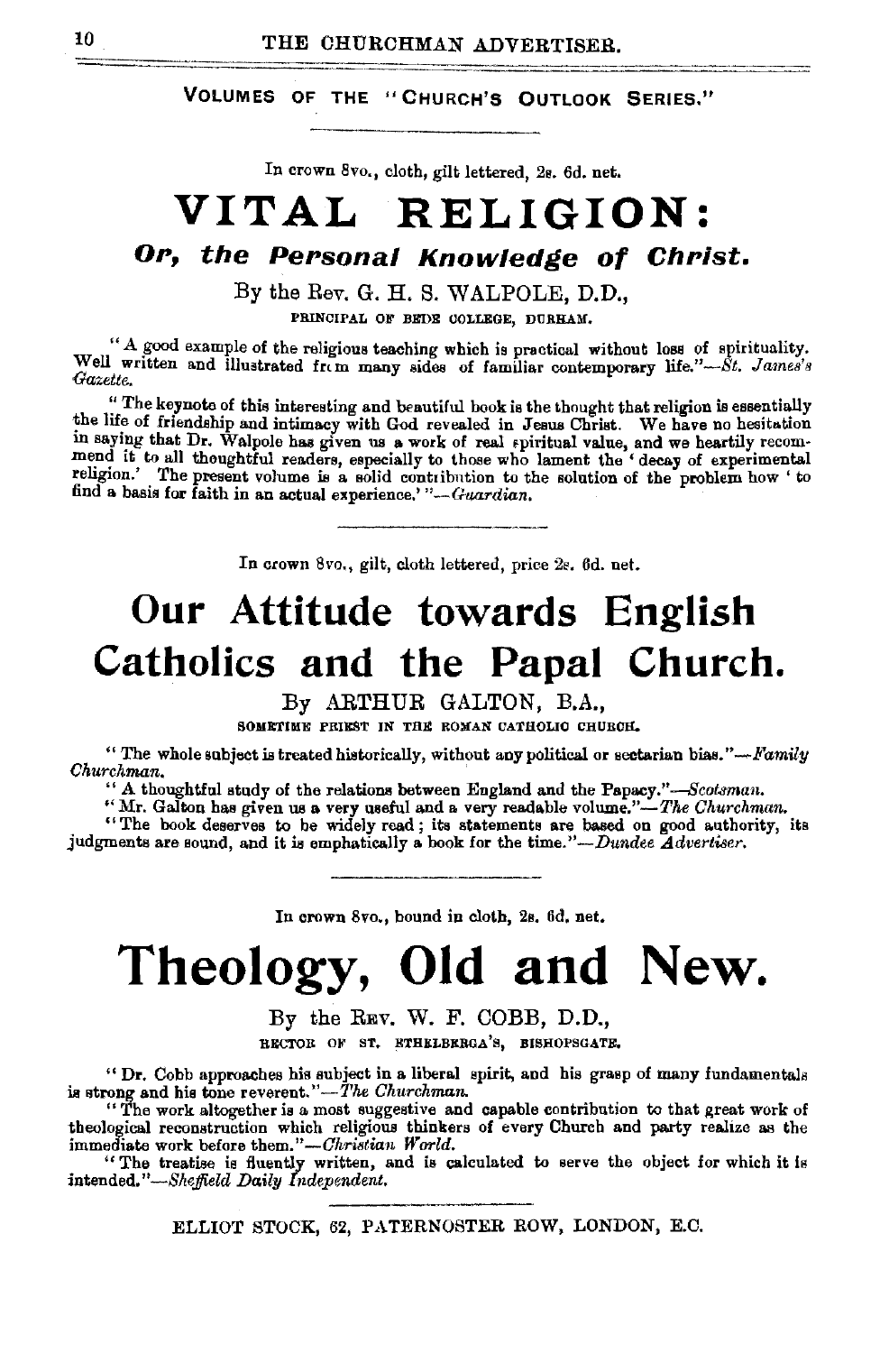VOLUMES OF THE "CHURCH'S OUTLOOK SERIES."

In crown 8vo., cloth, gilt lettered, 2s. 6d. net.

# VITAL RELIGION:

## *Or, the Personal Knowledge of Christ.*

By the Rev. G. H. S. WALPOLE, D.D.,

PRINCIPAL OF BEDE COLLEGE, DURHAM.

"A good example of the religious teaching which is practical without loss of spirituality. Well written and illustrated from many sides of familiar contemporary life."—*St. James's Gazette.*

"The keynote of this interesting and beautiful book is the thought that religion is essentially the life of friendship and intimacy with God revealed in Jesus Christ. We have no hesitation in saying that Dr. Walpole has given us a work of real spiritual value, and we heartily recommend it to all thoughtful readers, especially to those who lament the 'decay of experimental religion.' The present volume is a solid contribution to the solution of the problem how 'to find a basis for faith in an actual experience.'"—*Guardian.*

---

In crown 8vo., gilt, cloth lettered, price 2s. 6d. net.

# Our Attitude towards English Catholics and the Papal Church.

By ARTHUR GALTON, B.A.,

SOMETIME PRIEST IN THE ROMAN CATHOLIC CHURCH.

"The whole subject is treated historically, without any political or sectarian bias."—*Family Churchman.*

"A thoughtful study of the relations between England and the Papacy."—*Scotsman.*

"Mr. Galton has given us a very useful and a very readable volume."—*The Churchman.*

"The book deserves to be widely read; its statements are based on good authority, its judgments are sound, and it is emphatically a book for the time."—*Dundee Advertiser.*

---

In crown 8vo., bound in cloth, 2s. 6d. net.

# Theology, Old and New.

By the REV. W. F. COBB, D.D.,

RECTOR OF ST. ETHELBERGA'S, BISHOPSGATE.

"Dr. Cobb approaches his subject in a liberal spirit, and his grasp of many fundamentals is strong and his tone reverent."—*The Churchman.*

"The work altogether is a most suggestive and capable contribution to that great work of theological reconstruction which religious thinkers of every Church and party realize as the immediate work before them."—*Christian World.*

"The treatise is fluently written, and is calculated to serve the object for which it is intended."—*Sheffield Daily Independent.*

---

ELLIOT STOCK, 62, PATERNOSTER ROW, LONDON, E.C.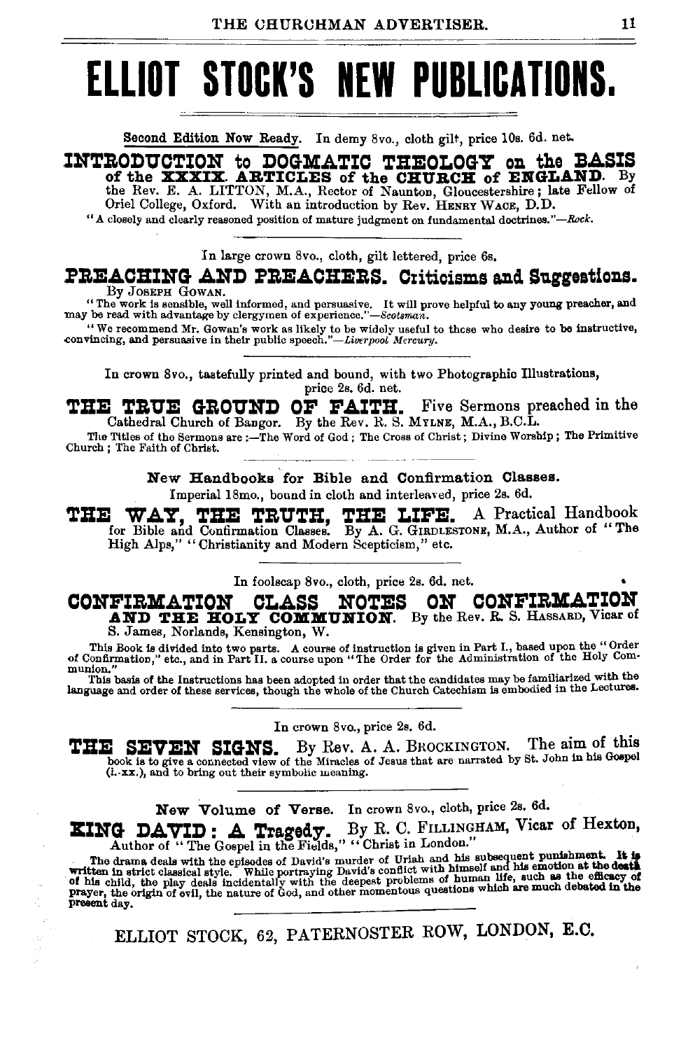# ELLIOT STOCK'S NEW PUBLICATIONS.

Second Edition Now Ready. In demy 8vo., cloth gilt, price 10s. 6d. net.

## INTRODUCTION to DOGMATIC THEOLOGY on the BASIS of the XXXIX. ARTICLES of the CHURCH of ENGLAND.

By the Rev. E. A. LITTON, M.A., Rector of Naunton, Gloucestershire; late Fellow of Oriel College, Oxford. With an introduction by Rev. HENRY WACE, D.D.

"A closely and clearly reasoned position of mature judgment on fundamental doctrines."—*Rock.*

---

In large crown 8vo., cloth, gilt lettered, price 6s.

## PREACHING AND PREACHERS. Criticisms and Suggestions.

By JOSEPH GOWAN.

"The work is sensible, well informed, and persuasive. It will prove helpful to any young preacher, and may be read with advantage by clergymen of experience."—*Scotsman.*

"We recommend Mr. Gowan's work as likely to be widely useful to those who desire to be instructive, convincing, and persuasive in their public speech."—*Liverpool Mercury.*

---

In crown 8vo., tastefully printed and bound, with two Photographic Illustrations, price 2s. 6d. net.

## THE TRUE GROUND OF FAITH.

Five Sermons preached in the Cathedral Church of Bangor. By the Rev. R. S. MYLNE, M.A., B.C.L.

The Titles of the Sermons are:—The Word of God; The Cross of Christ; Divine Worship; The Primitive Church; The Faith of Christ.

---

New Handbooks for Bible and Confirmation Classes.

Imperial 18mo., bound in cloth and interleaved, price 2s. 6d.

## THE WAY, THE TRUTH, THE LIFE.

A Practical Handbook for Bible and Confirmation Classes. By A. G. GIRDLESTONE, M.A., Author of "The High Alps," "Christianity and Modern Scepticism," etc.

---

In foolscap 8vo., cloth, price 2s. 6d. net.

## CONFIRMATION CLASS NOTES ON CONFIRMATION AND THE HOLY COMMUNION.

By the Rev. R. S. HASSARD, Vicar of S. James, Norlands, Kensington, W.

This Book is divided into two parts. A course of instruction is given in Part I., based upon the "Order of Confirmation," etc., and in Part II. a course upon "The Order for the Administration of the Holy Communion."

This basis of the Instructions has been adopted in order that the candidates may be familiarized with the language and order of these services, though the whole of the Church Catechism is embodied in the Lectures.

---

In crown 8vo., price 2s. 6d.

## THE SEVEN SIGNS.

By Rev. A. A. BROCKINGTON. The aim of this book is to give a connected view of the Miracles of Jesus that are narrated by St. John in his Gospel (i.-xx.), and to bring out their symbolic meaning.

---

New Volume of Verse. In crown 8vo., cloth, price 2s. 6d.

## KING DAVID: A Tragedy.

By R. C. FILLINGHAM, Vicar of Hexton, Author of "The Gospel in the Fields," "Christ in London."

The drama deals with the episodes of David's murder of Uriah and his subsequent punishment. It is written in strict classical style. While portraying David's conflict with himself and his emotion at the death of his child, the play deals incidentally with the deepest problems of human life, such as the efficacy of prayer, the origin of evil, the nature of God, and other momentous questions which are much debated in the present day.

---

ELLIOT STOCK, 62, PATERNOSTER ROW, LONDON, E.C.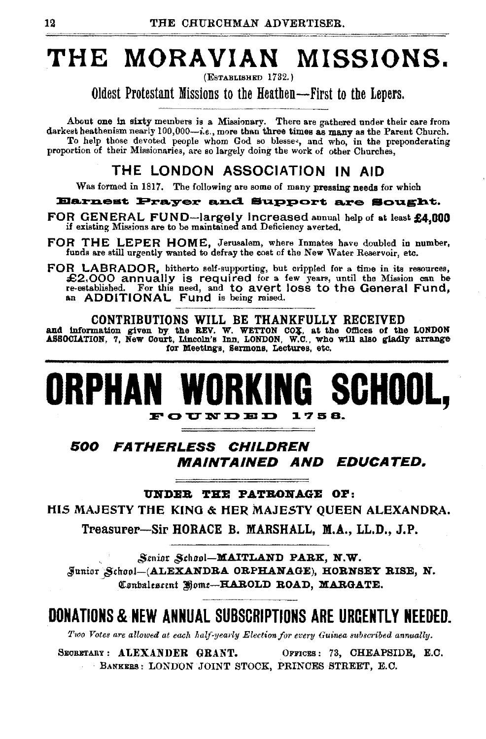# THE MORAVIAN MISSIONS.

(ESTABLISHED 1732.)

## Oldest Protestant Missions to the Heathen—First to the Lepers.

About one in sixty members is a Missionary. There are gathered under their care from darkest heathenism nearly 100,000—*i.e.*, more than three times as many as the Parent Church. To help those devoted people whom God so blesses, and who, in the preponderating proportion of their Missionaries, are so largely doing the work of other Churches,

## THE LONDON ASSOCIATION IN AID

Was formed in 1817. The following are some of many pressing needs for which

**Earnest Prayer and Support are Sought.**

**FOR GENERAL FUND**—largely increased annual help of at least **£4,000** if existing Missions are to be maintained and Deficiency averted.

**FOR THE LEPER HOME,** Jerusalem, where Inmates have doubled in number, funds are still urgently wanted to defray the cost of the New Water Reservoir, etc.

**FOR LABRADOR,** hitherto self-supporting, but crippled for a time in its resources, £2,000 annually is required for a few years, until the Mission can be re-established. For this need, and to avert loss to the General Fund, an ADDITIONAL Fund is being raised.

**CONTRIBUTIONS WILL BE THANKFULLY RECEIVED**

**and information given by the REV. W. WETTON COX, at the Offices of the LONDON ASSOCIATION, 7, New Court, Lincoln's Inn, LONDON, W.C., who will also gladly arrange for Meetings, Sermons, Lectures, etc.**

---

# ORPHAN WORKING SCHOOL,

**FOUNDED 1758.**

***500 FATHERLESS CHILDREN MAINTAINED AND EDUCATED.***

**UNDER THE PATRONAGE OF:**

HIS MAJESTY THE KING & HER MAJESTY QUEEN ALEXANDRA.

Treasurer—Sir HORACE B. MARSHALL, M.A., LL.D., J.P.

Senior School—**MAITLAND PARK, N.W.**

Junior School—**(ALEXANDRA ORPHANAGE), HORNSEY RISE, N.**

Convalescent Home—**HAROLD ROAD, MARGATE.**

## DONATIONS & NEW ANNUAL SUBSCRIPTIONS ARE URGENTLY NEEDED.

*Two Votes are allowed at each half-yearly Election for every Guinea subscribed annually.*

SECRETARY: **ALEXANDER GRANT.** OFFICES: 73, CHEAPSIDE, E.C.

BANKERS: LONDON JOINT STOCK, PRINCES STREET, E.C.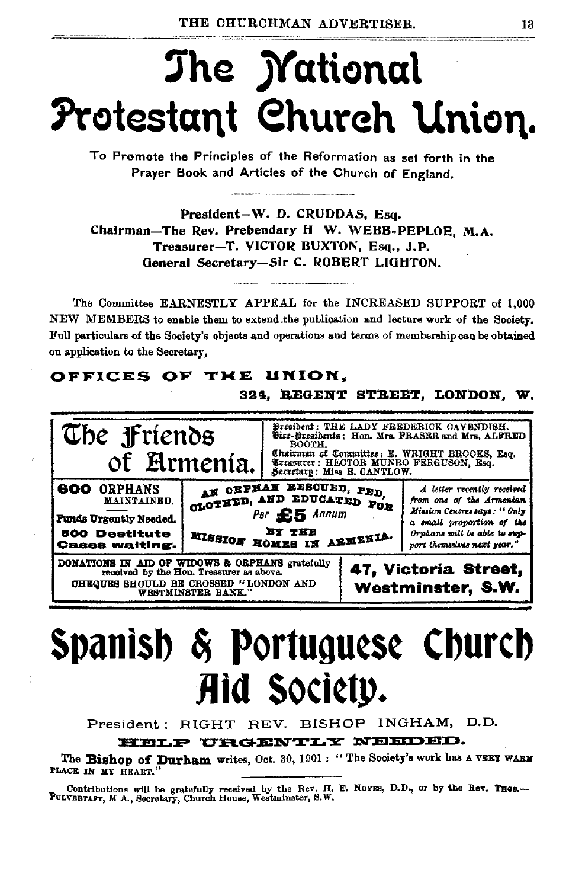# The National Protestant Church Union.

To Promote the Principles of the Reformation as set forth in the Prayer Book and Articles of the Church of England.

President—W. D. CRUDDAS, Esq.
Chairman—The Rev. Prebendary H W. WEBB-PEPLOE, M.A.
Treasurer—T. VICTOR BUXTON, Esq., J.P.
General Secretary—Sir C. ROBERT LIGHTON.

The Committee EARNESTLY APPEAL for the INCREASED SUPPORT of 1,000 NEW MEMBERS to enable them to extend the publication and lecture work of the Society. Full particulars of the Society's objects and operations and terms of membership can be obtained on application to the Secretary,

**OFFICES OF THE UNION,**
**324, REGENT STREET, LONDON, W.**

---

# The Friends of Armenia.

President: THE LADY FREDERICK CAVENDISH.
Vice-Presidents: Hon. Mrs. FRASER and Mrs. ALFRED BOOTH.
Chairman of Committee: E. WRIGHT BROOKS, Esq.
Treasurer: HECTOR MUNRO FERGUSON, Esq.
Secretary: Miss E. CANTLOW.

**600 ORPHANS** MAINTAINED.

Funds Urgently Needed.

**500 Destitute Cases waiting.**

AN ORPHAN RESCUED, FED, CLOTHED, AND EDUCATED FOR Per **£5** Annum BY THE MISSION HOMES IN ARMENIA.

*A letter recently received from one of the Armenian Mission Centres says: "Only a small proportion of the Orphans will be able to support themselves next year."*

DONATIONS IN AID OF WIDOWS & ORPHANS gratefully received by the Hon. Treasurer as above.
CHEQUES SHOULD BE CROSSED "LONDON AND WESTMINSTER BANK."

**47, Victoria Street, Westminster, S.W.**

---

# Spanish & Portuguese Church Aid Society.

President: RIGHT REV. BISHOP INGHAM, D.D.

**HELP URGENTLY NEEDED.**

The **Bishop of Durham** writes, Oct. 30, 1901: "The Society's work has A VERY WARM PLACE IN MY HEART."

Contributions will be gratefully received by the Rev. H. E. NOYES, D.D., or by the Rev. THOS. PULVERTAFT, M.A., Secretary, Church House, Westminster, S.W.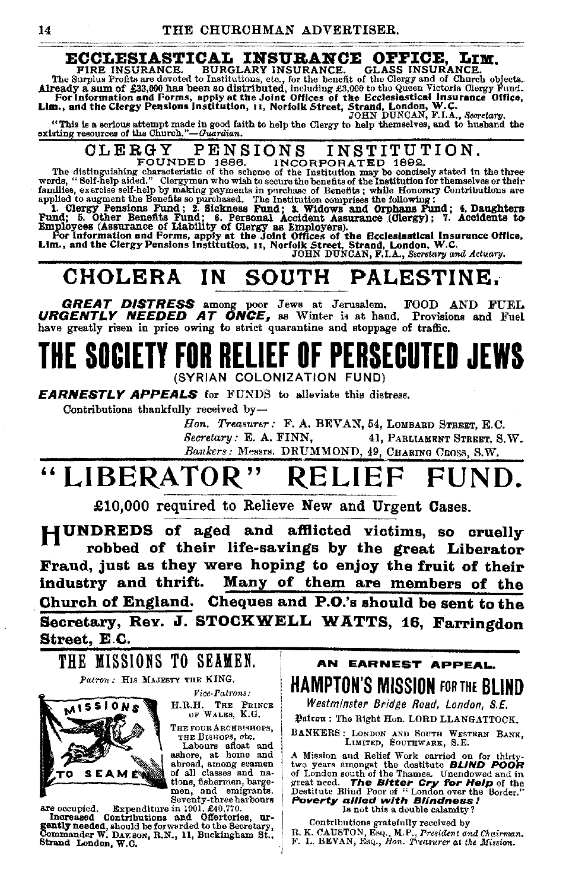## ECCLESIASTICAL INSURANCE OFFICE, LIM.

FIRE INSURANCE. BURGLARY INSURANCE. GLASS INSURANCE.

The Surplus Profits are devoted to Institutions, etc., for the benefit of the Clergy and of Church objects. **Already a sum of £33,000 has been so distributed**, including £3,000 to the Queen Victoria Clergy Fund.

**For Information and Forms, apply at the Joint Offices of the Ecclesiastical Insurance Office, Lim., and the Clergy Pensions Institution, 11, Norfolk Street, Strand, London, W.C.**

JOHN DUNCAN, F.I.A., *Secretary.*

"This is a serious attempt made in good faith to help the Clergy to help themselves, and to husband the existing resources of the Church."—*Guardian.*

## CLERGY PENSIONS INSTITUTION.

FOUNDED 1886. INCORPORATED 1892.

The distinguishing characteristic of the scheme of the Institution may be concisely stated in the three words, "Self-help aided." Clergymen who wish to secure the benefits of the Institution for themselves or their families, exercise self-help by making payments in purchase of Benefits; while Honorary Contributions are applied to augment the Benefits so purchased. The Institution comprises the following:

**1. Clergy Pensions Fund; 2. Sickness Fund; 3. Widows and Orphans Fund; 4. Daughters Fund; 5. Other Benefits Fund; 6. Personal Accident Assurance (Clergy); 7. Accidents to Employees (Assurance of Liability of Clergy as Employers).**

**For Information and Forms, apply at the Joint Offices of the Ecclesiastical Insurance Office, Lim., and the Clergy Pensions Institution, 11, Norfolk Street, Strand, London, W.C.**

JOHN DUNCAN, F.I.A., *Secretary and Actuary.*

# CHOLERA IN SOUTH PALESTINE.

***GREAT DISTRESS*** among poor Jews at Jerusalem. FOOD AND FUEL ***URGENTLY NEEDED AT ONCE,*** as Winter is at hand. Provisions and Fuel have greatly risen in price owing to strict quarantine and stoppage of traffic.

# THE SOCIETY FOR RELIEF OF PERSECUTED JEWS

(SYRIAN COLONIZATION FUND)

***EARNESTLY APPEALS*** for FUNDS to alleviate this distress.

Contributions thankfully received by—

*Hon. Treasurer:* F. A. BEVAN, 54, LOMBARD STREET, E.C.
*Secretary:* E. A. FINN, 41, PARLIAMENT STREET, S.W.
*Bankers:* Messrs. DRUMMOND, 49, CHARING CROSS, S.W.

# "LIBERATOR" RELIEF FUND.

**£10,000 required to Relieve New and Urgent Cases.**

**HUNDREDS of aged and afflicted victims, so cruelly robbed of their life-savings by the great Liberator Fraud, just as they were hoping to enjoy the fruit of their industry and thrift. Many of them are members of the Church of England. Cheques and P.O.'s should be sent to the Secretary, Rev. J. STOCKWELL WATTS, 16, Farringdon Street, E.C.**

## THE MISSIONS TO SEAMEN.

*Patron:* HIS MAJESTY THE KING.

*Vice-Patrons:* H.R.H. THE PRINCE OF WALES, K.G.
THE FOUR ARCHBISHOPS, THE BISHOPS, etc.

Labours afloat and ashore, at home and abroad, among seamen of all classes and nations, fishermen, bargemen, and emigrants. Seventy-three harbours are occupied. Expenditure in 1901, £40,770.

**Increased Contributions and Offertories, urgently needed,** should be forwarded to the Secretary, Commander W. DAWSON, R.N., 11, Buckingham St., Strand London, W.C.

**AN EARNEST APPEAL.**

## HAMPTON'S MISSION FOR THE BLIND

*Westminster Bridge Road, London, S.E.*

Patron: The Right Hon. LORD LLANGATTOCK.

BANKERS: LONDON AND SOUTH WESTERN BANK, LIMITED, SOUTHWARK, S.E.

A Mission and Relief Work carried on for thirty-two years amongst the destitute ***BLIND POOR*** of London south of the Thames. Unendowed and in great need. ***The Bitter Cry for Help*** of the Destitute Blind Poor of "London over the Border." ***Poverty allied with Blindness!*** Is not this a double calamity?

Contributions gratefully received by
R. K. CAUSTON, ESQ., M.P., *President and Chairman.*
F. L. BEVAN, ESQ., *Hon. Treasurer at the Mission.*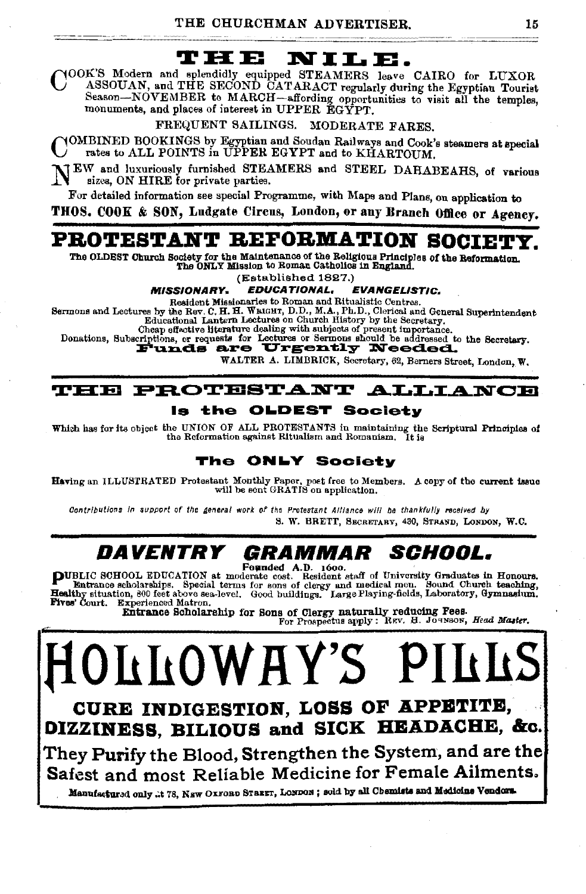# THE NILE.

COOK'S Modern and splendidly equipped STEAMERS leave CAIRO for LUXOR ASSOUAN, and THE SECOND CATARACT regularly during the Egyptian Tourist Season—NOVEMBER to MARCH—affording opportunities to visit all the temples, monuments, and places of interest in UPPER EGYPT.

FREQUENT SAILINGS. MODERATE FARES.

COMBINED BOOKINGS by Egyptian and Soudan Railways and Cook's steamers at special rates to ALL POINTS in UPPER EGYPT and to KHARTOUM.

NEW and luxuriously furnished STEAMERS and STEEL DAHABEAHS, of various sizes, ON HIRE for private parties.

For detailed information see special Programme, with Maps and Plans, on application to

**THOS. COOK & SON, Ludgate Circus, London, or any Branch Office or Agency.**

---

# PROTESTANT REFORMATION SOCIETY.

**The OLDEST Church Society for the Maintenance of the Religious Principles of the Reformation. The ONLY Mission to Roman Catholics in England.**

(Established 1827.)

***MISSIONARY. EDUCATIONAL. EVANGELISTIC.***

Resident Missionaries to Roman and Ritualistic Centres.
Sermons and Lectures by the Rev. C. H. H. Wright, D.D., M.A., Ph.D., Clerical and General Superintendent
Educational Lantern Lectures on Church History by the Secretary.
Cheap effective literature dealing with subjects of present importance.
Donations, Subscriptions, or requests for Lectures or Sermons should be addressed to the Secretary.

**Funds are Urgently Needed.**

WALTER A. LIMBRICK, Secretary, 62, Berners Street, London, W.

---

# THE PROTESTANT ALLIANCE

## Is the OLDEST Society

Which has for its object the UNION OF ALL PROTESTANTS in maintaining the Scriptural Principles of the Reformation against Ritualism and Romanism. It is

## The ONLY Society

Having an ILLUSTRATED Protestant Monthly Paper, post free to Members. A copy of the current issue will be sent GRATIS on application.

*Contributions in support of the general work of the Protestant Alliance will be thankfully received by*

S. W. BRETT, Secretary, 430, Strand, London, W.C.

---

# DAVENTRY GRAMMAR SCHOOL.

Founded A.D. 1600.

PUBLIC SCHOOL EDUCATION at moderate cost. Resident staff of University Graduates in Honours. Entrance scholarships. Special terms for sons of clergy and medical men. Sound Church teaching, Healthy situation, 800 feet above sea-level. Good buildings. Large Playing-fields, Laboratory, Gymnasium. Fives' Court. Experienced Matron.

**Entrance Scholarship for Sons of Clergy naturally reducing Fees.**

For Prospectus apply: Rev. H. Johnson, *Head Master*.

---

# HOLLOWAY'S PILLS

## CURE INDIGESTION, LOSS OF APPETITE, DIZZINESS, BILIOUS and SICK HEADACHE, &c.

**They Purify the Blood, Strengthen the System, and are the Safest and most Reliable Medicine for Female Ailments.**

Manufactured only at 78, New Oxford Street, London; sold by all Chemists and Medicine Vendors.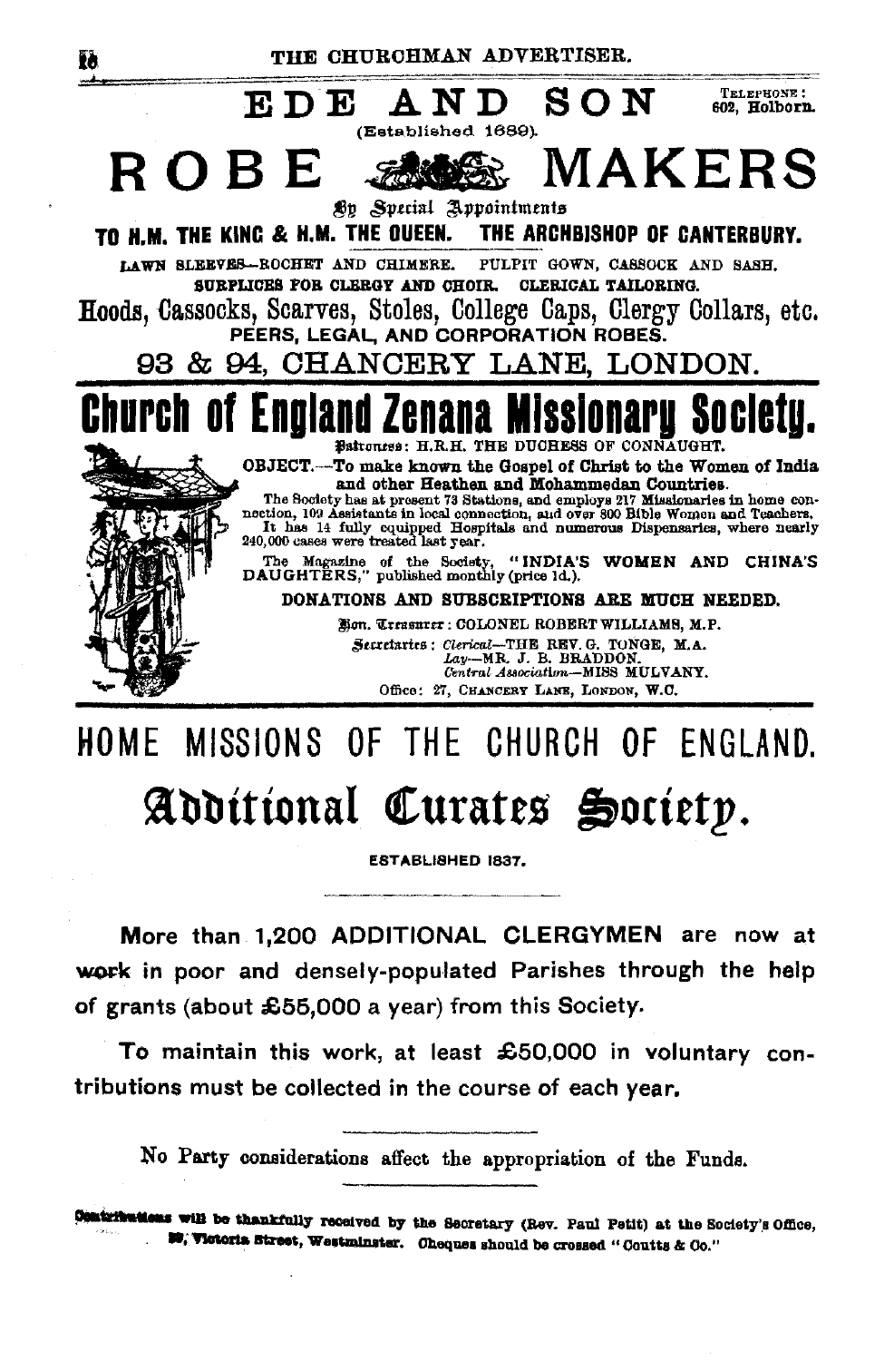# EDE AND SON

TELEPHONE: 602, Holborn.

(Established 1689).

# ROBE MAKERS

By Special Appointments

**TO H.M. THE KING & H.M. THE QUEEN. THE ARCHBISHOP OF CANTERBURY.**

LAWN SLEEVES—ROCHET AND CHIMERE. PULPIT GOWN, CASSOCK AND SASH.
SURPLICES FOR CLERGY AND CHOIR. CLERICAL TAILORING.

Hoods, Cassocks, Scarves, Stoles, College Caps, Clergy Collars, etc.

PEERS, LEGAL, AND CORPORATION ROBES.

## 93 & 94, CHANCERY LANE, LONDON.

# Church of England Zenana Missionary Society.

Patroness: H.R.H. THE DUCHESS OF CONNAUGHT.

**OBJECT.—To make known the Gospel of Christ to the Women of India and other Heathen and Mohammedan Countries.**

The Society has at present 73 Stations, and employs 217 Missionaries in home connection, 109 Assistants in local connection, and over 800 Bible Women and Teachers. It has 14 fully equipped Hospitals and numerous Dispensaries, where nearly 240,000 cases were treated last year.

The Magazine of the Society, "INDIA'S WOMEN AND CHINA'S DAUGHTERS," published monthly (price 1d.).

**DONATIONS AND SUBSCRIPTIONS ARE MUCH NEEDED.**

Hon. Treasurer: COLONEL ROBERT WILLIAMS, M.P.

Secretaries: *Clerical*—THE REV. G. TONGE, M.A.
*Lay*—MR. J. B. BRADDON.
*Central Association*—MISS MULVANY.

Office: 27, CHANCERY LANE, LONDON, W.C.

# HOME MISSIONS OF THE CHURCH OF ENGLAND.

# Additional Curates Society.

ESTABLISHED 1837.

**More than 1,200 ADDITIONAL CLERGYMEN are now at work in poor and densely-populated Parishes through the help of grants (about £55,000 a year) from this Society.**

**To maintain this work, at least £50,000 in voluntary contributions must be collected in the course of each year.**

No Party considerations affect the appropriation of the Funds.

**Contributions will be thankfully received by the Secretary (Rev. Paul Petit) at the Society's Office, 39, Victoria Street, Westminster. Cheques should be crossed "Coutts & Co."**